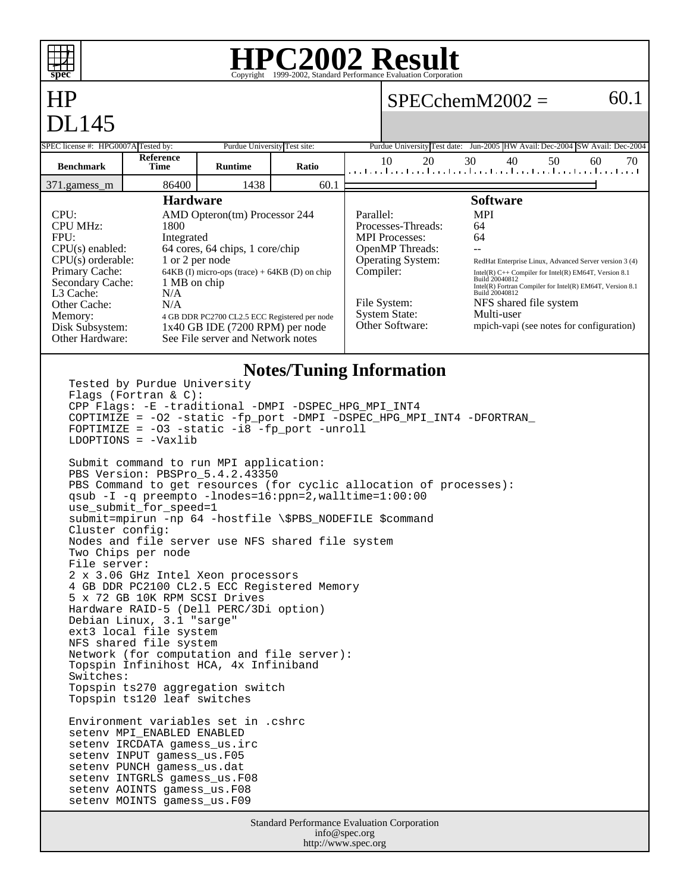# HPC2002 Result

Copyright 1999-2002, Standard Performance Evaluation Corporation

## HP DL145

SPECchemM2002 = 60.1

| SPEC license #: | HPG0007A | Tested by: | Purdue University | Test site: | Purdue University | Test date: | Jun-2005 | HW Avail: | Dec-2004 | SW Avail: | Dec-2004 |
|---|---|---|---|---|---|---|---|---|---|---|---|

| Benchmark | Reference Time | Runtime | Ratio |
|---|---|---|---|
| 371.gamess_m | 86400 | 1438 | 60.1 |

10 20 30 40 50 60 70

### Hardware

| | |
|---|---|
| CPU: | AMD Opteron(tm) Processor 244 |
| CPU MHz: | 1800 |
| FPU: | Integrated |
| CPU(s) enabled: | 64 cores, 64 chips, 1 core/chip |
| CPU(s) orderable: | 1 or 2 per node |
| Primary Cache: | 64KB (I) micro-ops (trace) + 64KB (D) on chip |
| Secondary Cache: | 1 MB on chip |
| L3 Cache: | N/A |
| Other Cache: | N/A |
| Memory: | 4 GB DDR PC2700 CL2.5 ECC Registered per node |
| Disk Subsystem: | 1x40 GB IDE (7200 RPM) per node |
| Other Hardware: | See File server and Network notes |

### Software

| | |
|---|---|
| Parallel: | MPI |
| Processes-Threads: | 64 |
| MPI Processes: | 64 |
| OpenMP Threads: | -- |
| Operating System: | RedHat Enterprise Linux, Advanced Server version 3 (4) |
| Compiler: | Intel(R) C++ Compiler for Intel(R) EM64T, Version 8.1 Build 20040812<br>Intel(R) Fortran Compiler for Intel(R) EM64T, Version 8.1 Build 20040812 |
| File System: | NFS shared file system |
| System State: | Multi-user |
| Other Software: | mpich-vapi (see notes for configuration) |

### Notes/Tuning Information

```
Tested by Purdue University
Flags (Fortran & C):
CPP Flags: -E -traditional -DMPI -DSPEC_HPG_MPI_INT4
COPTIMIZE = -O2 -static -fp_port -DMPI -DSPEC_HPG_MPI_INT4 -DFORTRAN_
FOPTIMIZE = -O3 -static -i8 -fp_port -unroll
LDOPTIONS = -Vaxlib

Submit command to run MPI application:
PBS Version: PBSPro_5.4.2.43350
PBS Command to get resources (for cyclic allocation of processes):
qsub -I -q preempto -lnodes=16:ppn=2,walltime=1:00:00
use_submit_for_speed=1
submit=mpirun -np 64 -hostfile \$PBS_NODEFILE $command
Cluster config:
Nodes and file server use NFS shared file system
Two Chips per node
File server:
2 x 3.06 GHz Intel Xeon processors
4 GB DDR PC2100 CL2.5 ECC Registered Memory
5 x 72 GB 10K RPM SCSI Drives
Hardware RAID-5 (Dell PERC/3Di option)
Debian Linux, 3.1 "sarge"
ext3 local file system
NFS shared file system
Network (for computation and file server):
Topspin Infinihost HCA, 4x Infiniband
Switches:
Topspin ts270 aggregation switch
Topspin ts120 leaf switches

Environment variables set in .cshrc
setenv MPI_ENABLED ENABLED
setenv IRCDATA gamess_us.irc
setenv INPUT gamess_us.F05
setenv PUNCH gamess_us.dat
setenv INTGRLS gamess_us.F08
setenv AOINTS gamess_us.F08
setenv MOINTS gamess_us.F09
```

Standard Performance Evaluation Corporation
info@spec.org
http://www.spec.org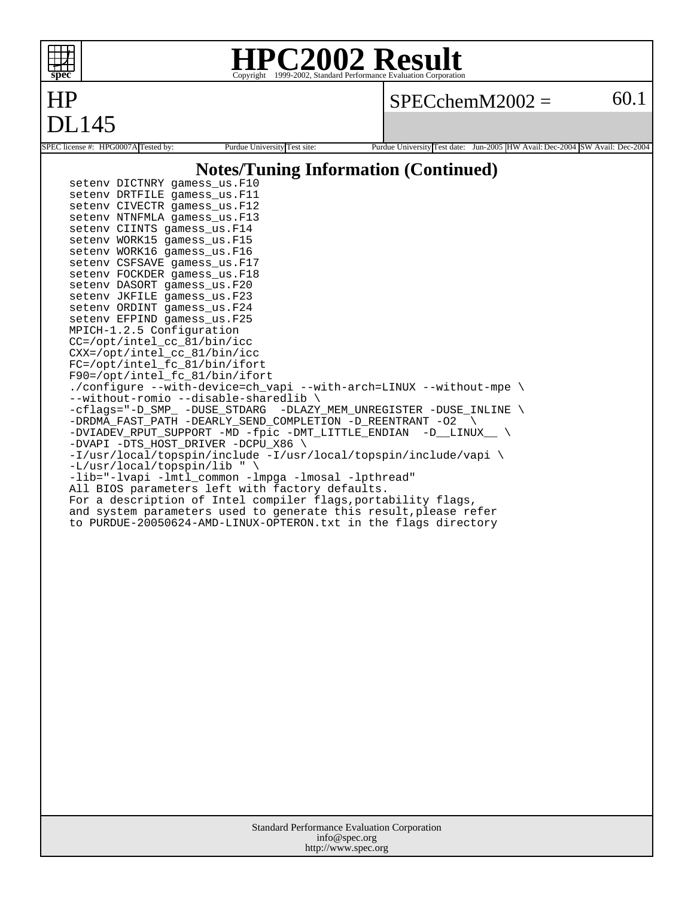# HPC2002 Result

Copyright 1999-2002, Standard Performance Evaluation Corporation

HP DL145

SPECchemM2002 = 60.1

| SPEC license #: | HPG0007A | Tested by: | Purdue University | Test site: | Purdue University | Test date: | Jun-2005 | HW Avail: | Dec-2004 | SW Avail: | Dec-2004 |
|---|---|---|---|---|---|---|---|---|---|---|---|

## Notes/Tuning Information (Continued)

```
setenv DICTNRY gamess_us.F10
setenv DRTFILE gamess_us.F11
setenv CIVECTR gamess_us.F12
setenv NTNFMLA gamess_us.F13
setenv CIINTS gamess_us.F14
setenv WORK15 gamess_us.F15
setenv WORK16 gamess_us.F16
setenv CSFSAVE gamess_us.F17
setenv FOCKDER gamess_us.F18
setenv DASORT gamess_us.F20
setenv JKFILE gamess_us.F23
setenv ORDINT gamess_us.F24
setenv EFPIND gamess_us.F25
MPICH-1.2.5 Configuration
CC=/opt/intel_cc_81/bin/icc
CXX=/opt/intel_cc_81/bin/icc
FC=/opt/intel_fc_81/bin/ifort
F90=/opt/intel_fc_81/bin/ifort
./configure --with-device=ch_vapi --with-arch=LINUX --without-mpe \
--without-romio --disable-sharedlib \
-cflags="-D_SMP_ -DUSE_STDARG  -DLAZY_MEM_UNREGISTER -DUSE_INLINE \
-DRDMA_FAST_PATH -DEARLY_SEND_COMPLETION -D_REENTRANT -O2  \
-DVIADEV_RPUT_SUPPORT -MD -fpic -DMT_LITTLE_ENDIAN  -D__LINUX__ \
-DVAPI -DTS_HOST_DRIVER -DCPU_X86 \
-I/usr/local/topspin/include -I/usr/local/topspin/include/vapi \
-L/usr/local/topspin/lib " \
-lib="-lvapi -lmtl_common -lmpga -lmosal -lpthread"
All BIOS parameters left with factory defaults.
For a description of Intel compiler flags,portability flags,
and system parameters used to generate this result,please refer
to PURDUE-20050624-AMD-LINUX-OPTERON.txt in the flags directory
```

Standard Performance Evaluation Corporation
info@spec.org
http://www.spec.org